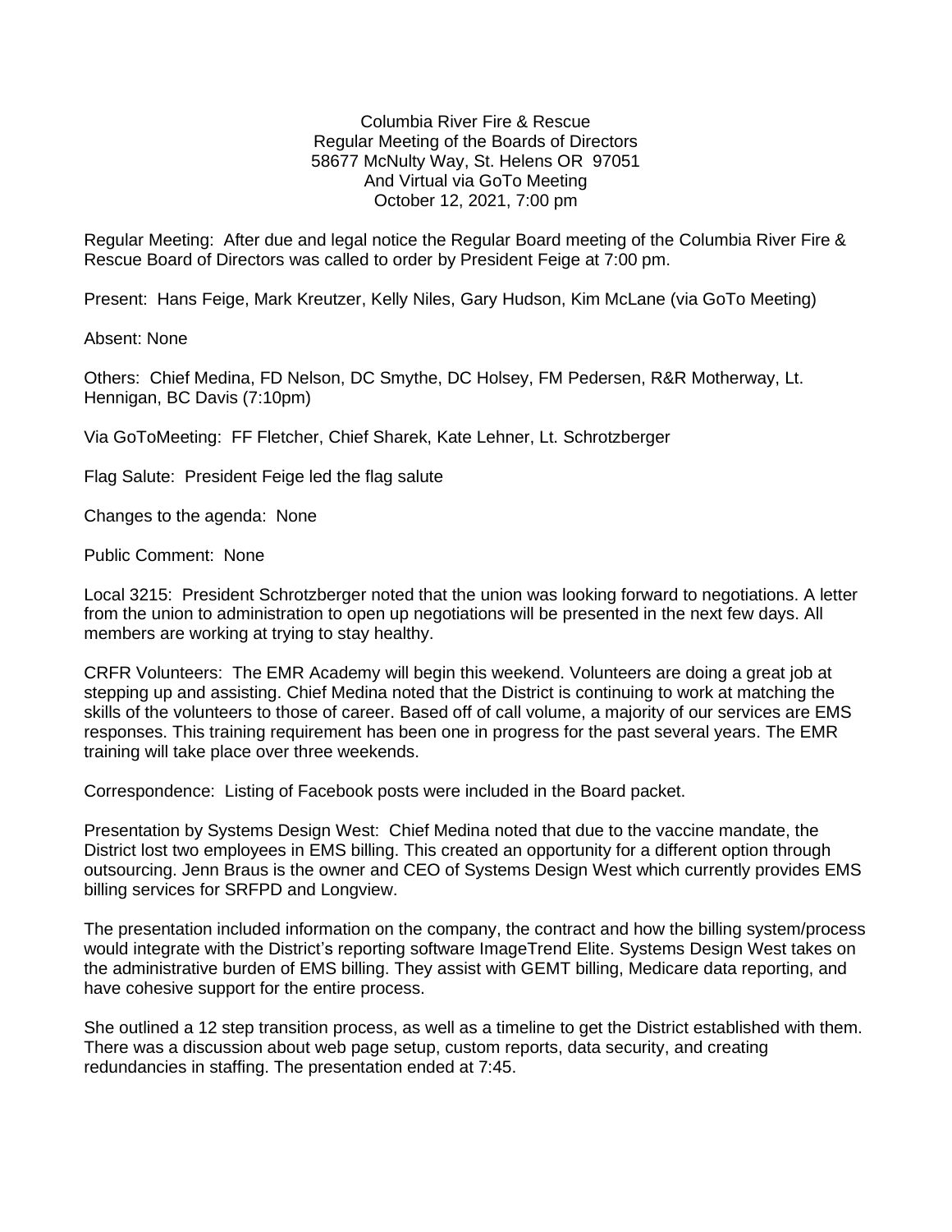Columbia River Fire & Rescue
Regular Meeting of the Boards of Directors
58677 McNulty Way, St. Helens OR 97051
And Virtual via GoTo Meeting
October 12, 2021, 7:00 pm

Regular Meeting: After due and legal notice the Regular Board meeting of the Columbia River Fire & Rescue Board of Directors was called to order by President Feige at 7:00 pm.

Present: Hans Feige, Mark Kreutzer, Kelly Niles, Gary Hudson, Kim McLane (via GoTo Meeting)

Absent: None

Others: Chief Medina, FD Nelson, DC Smythe, DC Holsey, FM Pedersen, R&R Motherway, Lt. Hennigan, BC Davis (7:10pm)

Via GoToMeeting: FF Fletcher, Chief Sharek, Kate Lehner, Lt. Schrotzberger

Flag Salute: President Feige led the flag salute

Changes to the agenda: None

Public Comment: None

Local 3215: President Schrotzberger noted that the union was looking forward to negotiations. A letter from the union to administration to open up negotiations will be presented in the next few days. All members are working at trying to stay healthy.

CRFR Volunteers: The EMR Academy will begin this weekend. Volunteers are doing a great job at stepping up and assisting. Chief Medina noted that the District is continuing to work at matching the skills of the volunteers to those of career. Based off of call volume, a majority of our services are EMS responses. This training requirement has been one in progress for the past several years. The EMR training will take place over three weekends.

Correspondence: Listing of Facebook posts were included in the Board packet.

Presentation by Systems Design West: Chief Medina noted that due to the vaccine mandate, the District lost two employees in EMS billing. This created an opportunity for a different option through outsourcing. Jenn Braus is the owner and CEO of Systems Design West which currently provides EMS billing services for SRFPD and Longview.

The presentation included information on the company, the contract and how the billing system/process would integrate with the District's reporting software ImageTrend Elite. Systems Design West takes on the administrative burden of EMS billing. They assist with GEMT billing, Medicare data reporting, and have cohesive support for the entire process.

She outlined a 12 step transition process, as well as a timeline to get the District established with them. There was a discussion about web page setup, custom reports, data security, and creating redundancies in staffing. The presentation ended at 7:45.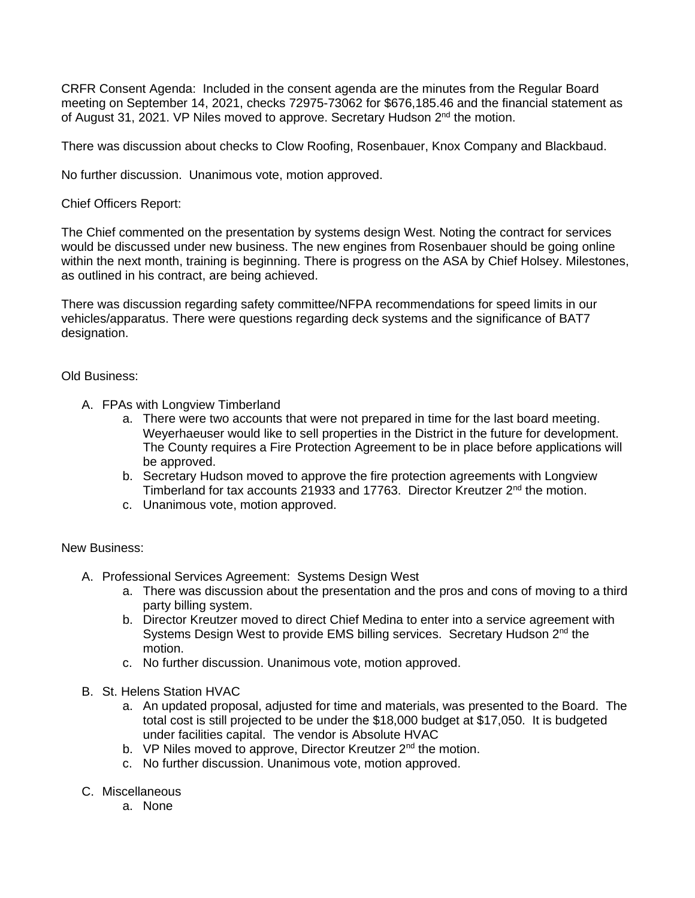CRFR Consent Agenda: Included in the consent agenda are the minutes from the Regular Board meeting on September 14, 2021, checks 72975-73062 for $676,185.46 and the financial statement as of August 31, 2021. VP Niles moved to approve. Secretary Hudson 2nd the motion.

There was discussion about checks to Clow Roofing, Rosenbauer, Knox Company and Blackbaud.

No further discussion. Unanimous vote, motion approved.

Chief Officers Report:

The Chief commented on the presentation by systems design West. Noting the contract for services would be discussed under new business. The new engines from Rosenbauer should be going online within the next month, training is beginning. There is progress on the ASA by Chief Holsey. Milestones, as outlined in his contract, are being achieved.

There was discussion regarding safety committee/NFPA recommendations for speed limits in our vehicles/apparatus. There were questions regarding deck systems and the significance of BAT7 designation.

Old Business:

A. FPAs with Longview Timberland
    a. There were two accounts that were not prepared in time for the last board meeting. Weyerhaeuser would like to sell properties in the District in the future for development. The County requires a Fire Protection Agreement to be in place before applications will be approved.
    b. Secretary Hudson moved to approve the fire protection agreements with Longview Timberland for tax accounts 21933 and 17763. Director Kreutzer 2nd the motion.
    c. Unanimous vote, motion approved.

New Business:

A. Professional Services Agreement: Systems Design West
    a. There was discussion about the presentation and the pros and cons of moving to a third party billing system.
    b. Director Kreutzer moved to direct Chief Medina to enter into a service agreement with Systems Design West to provide EMS billing services. Secretary Hudson 2nd the motion.
    c. No further discussion. Unanimous vote, motion approved.

B. St. Helens Station HVAC
    a. An updated proposal, adjusted for time and materials, was presented to the Board. The total cost is still projected to be under the $18,000 budget at $17,050. It is budgeted under facilities capital. The vendor is Absolute HVAC
    b. VP Niles moved to approve, Director Kreutzer 2nd the motion.
    c. No further discussion. Unanimous vote, motion approved.

C. Miscellaneous
    a. None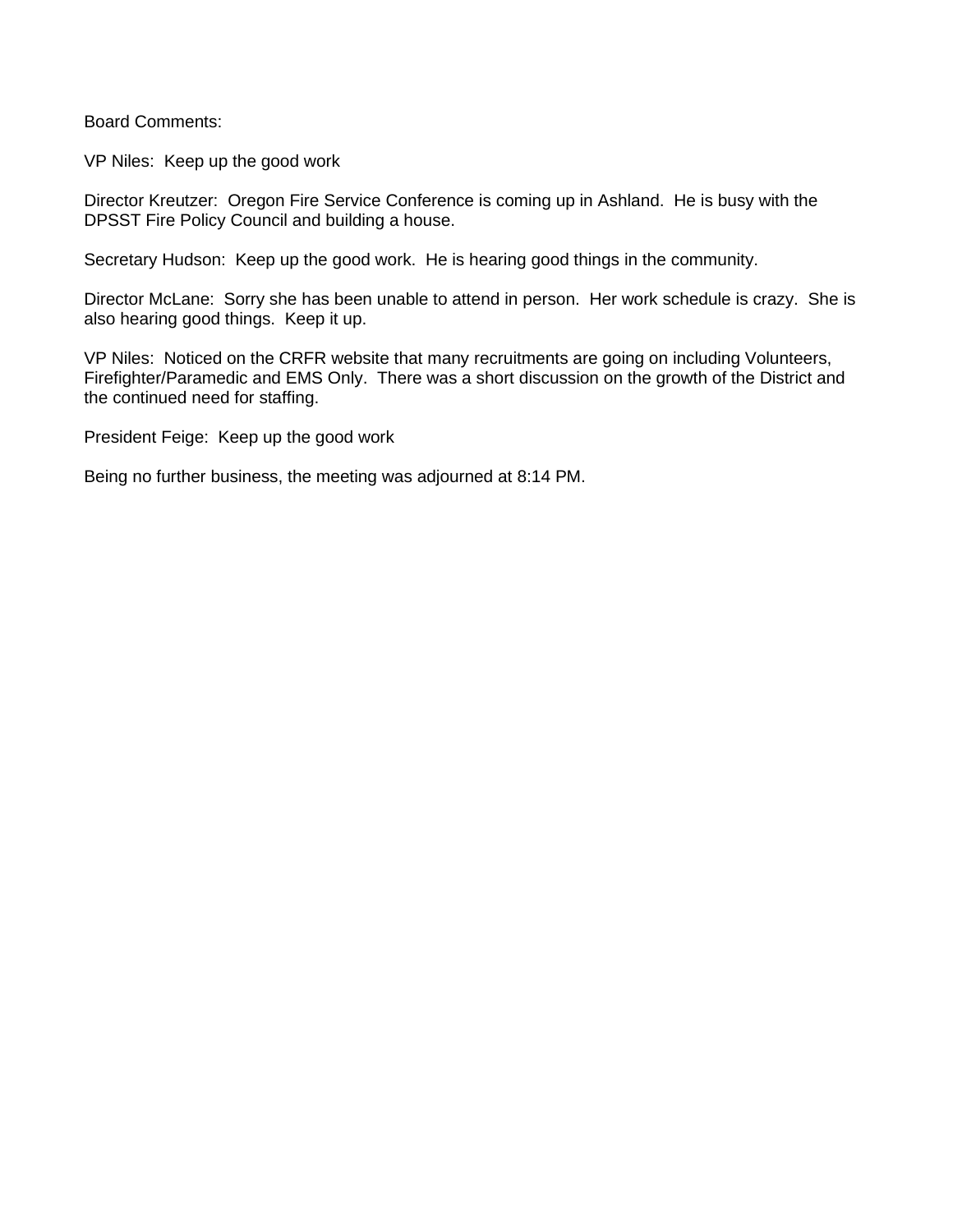Board Comments:

VP Niles:  Keep up the good work

Director Kreutzer:  Oregon Fire Service Conference is coming up in Ashland.  He is busy with the DPSST Fire Policy Council and building a house.

Secretary Hudson:  Keep up the good work.  He is hearing good things in the community.

Director McLane:  Sorry she has been unable to attend in person.  Her work schedule is crazy.  She is also hearing good things.  Keep it up.

VP Niles:  Noticed on the CRFR website that many recruitments are going on including Volunteers, Firefighter/Paramedic and EMS Only.  There was a short discussion on the growth of the District and the continued need for staffing.

President Feige:  Keep up the good work

Being no further business, the meeting was adjourned at 8:14 PM.